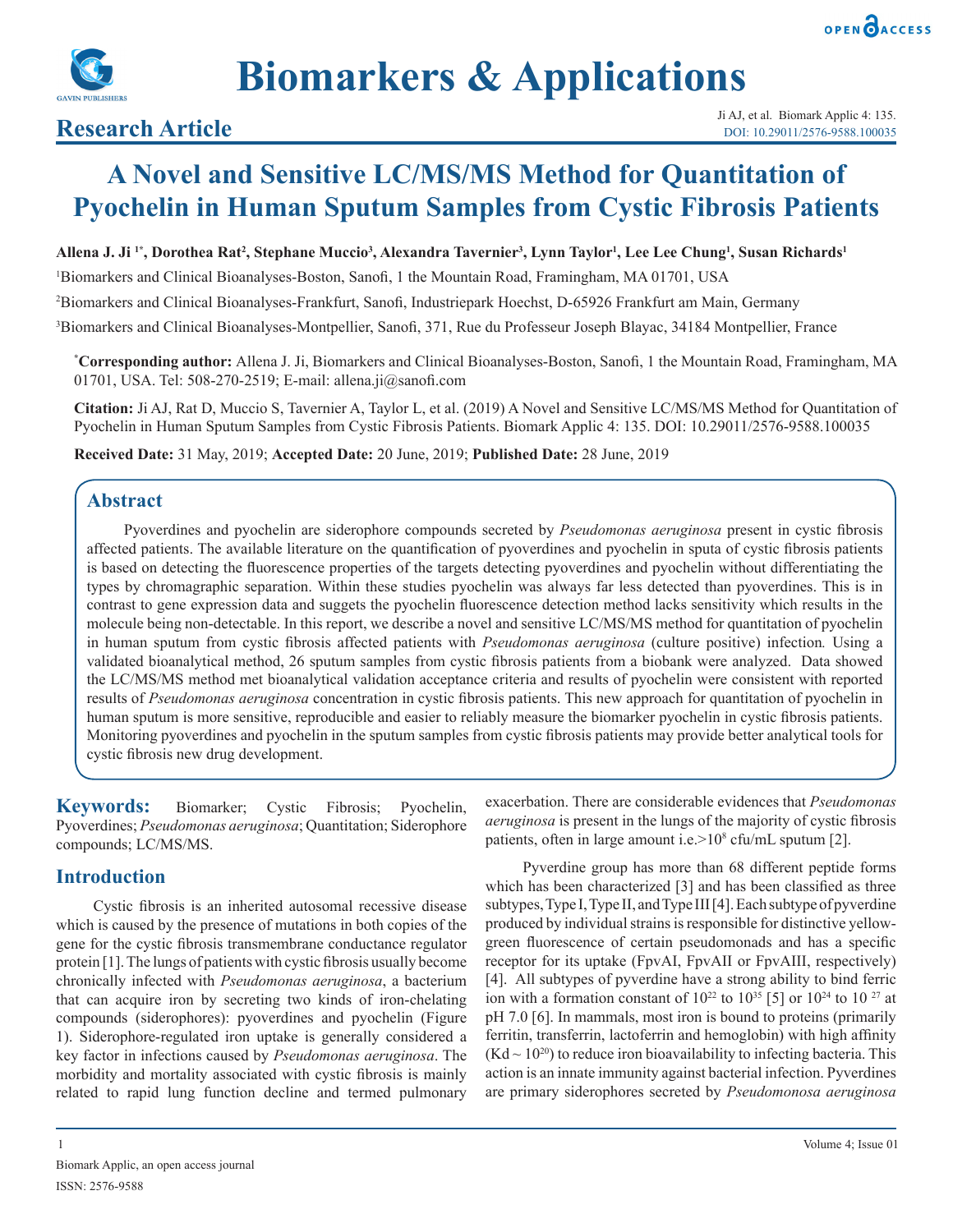# A Novel and Sensitive LC/MS/MS Method for Quantitation of Pyochelin in Human Sputum Samples from Cystic Fibrosis Patients

**Research Article**

**Allena J. Ji [1*], Dorothea Rat[2], Stephane Muccio[3], Alexandra Tavernier[3], Lynn Taylor[1], Lee Lee Chung[1], Susan Richards[1]**

[1]Biomarkers and Clinical Bioanalyses-Boston, Sanofi, 1 the Mountain Road, Framingham, MA 01701, USA

[2]Biomarkers and Clinical Bioanalyses-Frankfurt, Sanofi, Industriepark Hoechst, D-65926 Frankfurt am Main, Germany

[3]Biomarkers and Clinical Bioanalyses-Montpellier, Sanofi, 371, Rue du Professeur Joseph Blayac, 34184 Montpellier, France

**[*]Corresponding author:** Allena J. Ji, Biomarkers and Clinical Bioanalyses-Boston, Sanofi, 1 the Mountain Road, Framingham, MA 01701, USA. Tel: 508-270-2519; E-mail: allena.ji@sanofi.com

**Citation:** Ji AJ, Rat D, Muccio S, Tavernier A, Taylor L, et al. (2019) A Novel and Sensitive LC/MS/MS Method for Quantitation of Pyochelin in Human Sputum Samples from Cystic Fibrosis Patients. Biomark Applic 4: 135. DOI: 10.29011/2576-9588.100035

**Received Date:** 31 May, 2019; **Accepted Date:** 20 June, 2019; **Published Date:** 28 June, 2019

## Abstract

Pyoverdines and pyochelin are siderophore compounds secreted by *Pseudomonas aeruginosa* present in cystic fibrosis affected patients. The available literature on the quantification of pyoverdines and pyochelin in sputa of cystic fibrosis patients is based on detecting the fluorescence properties of the targets detecting pyoverdines and pyochelin without differentiating the types by chromagraphic separation. Within these studies pyochelin was always far less detected than pyoverdines. This is in contrast to gene expression data and suggests the pyochelin fluorescence detection method lacks sensitivity which results in the molecule being non-detectable. In this report, we describe a novel and sensitive LC/MS/MS method for quantitation of pyochelin in human sputum from cystic fibrosis affected patients with *Pseudomonas aeruginosa* (culture positive) infection*.* Using a validated bioanalytical method, 26 sputum samples from cystic fibrosis patients from a biobank were analyzed. Data showed the LC/MS/MS method met bioanalytical validation acceptance criteria and results of pyochelin were consistent with reported results of *Pseudomonas aeruginosa* concentration in cystic fibrosis patients. This new approach for quantitation of pyochelin in human sputum is more sensitive, reproducible and easier to reliably measure the biomarker pyochelin in cystic fibrosis patients. Monitoring pyoverdines and pyochelin in the sputum samples from cystic fibrosis patients may provide better analytical tools for cystic fibrosis new drug development.

**Keywords:** Biomarker; Cystic Fibrosis; Pyochelin, Pyoverdines; *Pseudomonas aeruginosa*; Quantitation; Siderophore compounds; LC/MS/MS.

## Introduction

Cystic fibrosis is an inherited autosomal recessive disease which is caused by the presence of mutations in both copies of the gene for the cystic fibrosis transmembrane conductance regulator protein [1]. The lungs of patients with cystic fibrosis usually become chronically infected with *Pseudomonas aeruginosa*, a bacterium that can acquire iron by secreting two kinds of iron-chelating compounds (siderophores): pyoverdines and pyochelin (Figure 1). Siderophore-regulated iron uptake is generally considered a key factor in infections caused by *Pseudomonas aeruginosa*. The morbidity and mortality associated with cystic fibrosis is mainly related to rapid lung function decline and termed pulmonary exacerbation. There are considerable evidences that *Pseudomonas aeruginosa* is present in the lungs of the majority of cystic fibrosis patients, often in large amount i.e.>$10^8$ cfu/mL sputum [2].

Pyverdine group has more than 68 different peptide forms which has been characterized [3] and has been classified as three subtypes, Type I, Type II, and Type III [4]. Each subtype of pyverdine produced by individual strains is responsible for distinctive yellow-green fluorescence of certain pseudomonads and has a specific receptor for its uptake (FpvAI, FpvAII or FpvAIII, respectively) [4]. All subtypes of pyverdine have a strong ability to bind ferric ion with a formation constant of $10^{22}$ to $10^{35}$ [5] or $10^{24}$ to $10^{27}$ at pH 7.0 [6]. In mammals, most iron is bound to proteins (primarily ferritin, transferrin, lactoferrin and hemoglobin) with high affinity (Kd ~ $10^{20}$) to reduce iron bioavailability to infecting bacteria. This action is an innate immunity against bacterial infection. Pyverdines are primary siderophores secreted by *Pseudomonosa aeruginosa*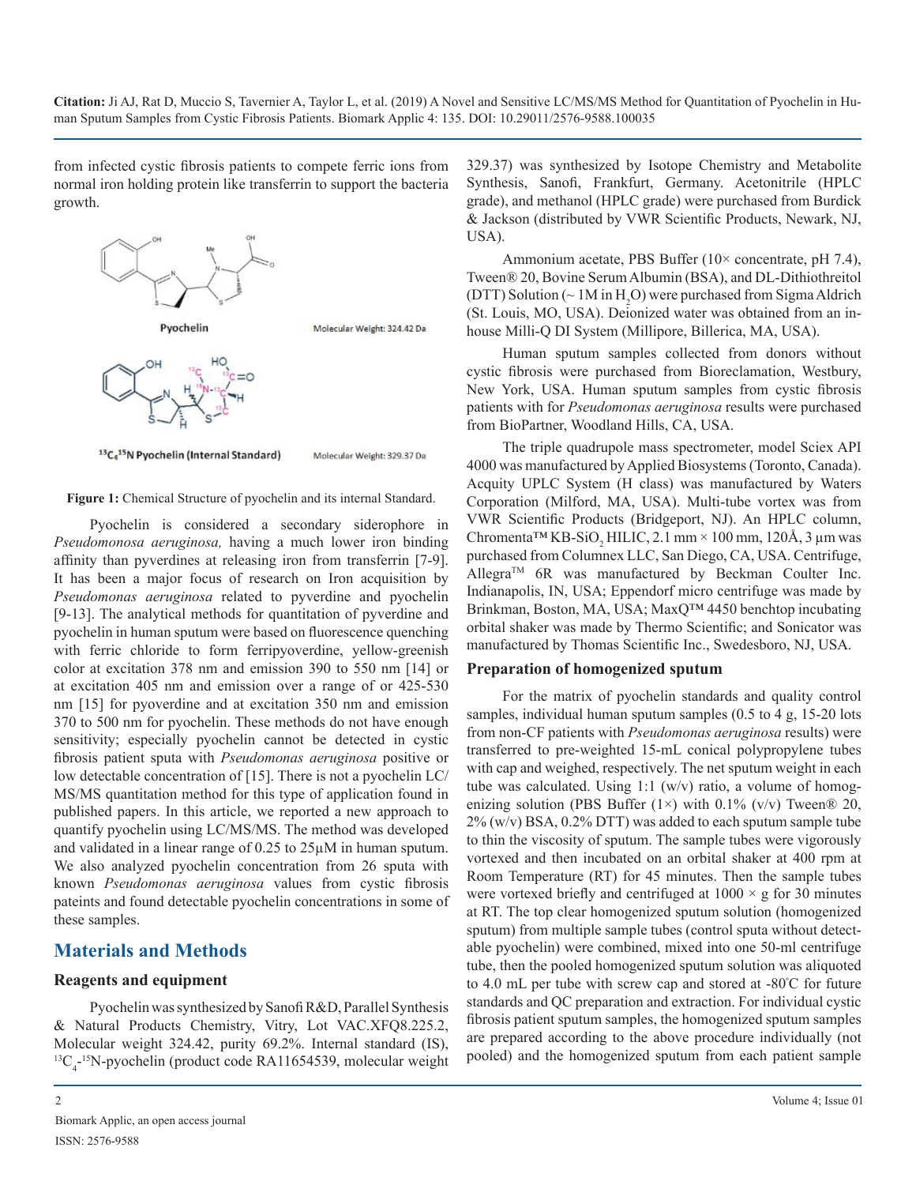from infected cystic fibrosis patients to compete ferric ions from normal iron holding protein like transferrin to support the bacteria growth.

**Figure 1:** Chemical Structure of pyochelin and its internal Standard.

Pyochelin is considered a secondary siderophore in *Pseudomonosa aeruginosa,* having a much lower iron binding affinity than pyverdines at releasing iron from transferrin [7-9]. It has been a major focus of research on Iron acquisition by *Pseudomonas aeruginosa* related to pyverdine and pyochelin [9-13]. The analytical methods for quantitation of pyverdine and pyochelin in human sputum were based on fluorescence quenching with ferric chloride to form ferripyoverdine, yellow-greenish color at excitation 378 nm and emission 390 to 550 nm [14] or at excitation 405 nm and emission over a range of or 425-530 nm [15] for pyoverdine and at excitation 350 nm and emission 370 to 500 nm for pyochelin. These methods do not have enough sensitivity; especially pyochelin cannot be detected in cystic fibrosis patient sputa with *Pseudomonas aeruginosa* positive or low detectable concentration of [15]. There is not a pyochelin LC/MS/MS quantitation method for this type of application found in published papers. In this article, we reported a new approach to quantify pyochelin using LC/MS/MS. The method was developed and validated in a linear range of 0.25 to 25µM in human sputum. We also analyzed pyochelin concentration from 26 sputa with known *Pseudomonas aeruginosa* values from cystic fibrosis pateints and found detectable pyochelin concentrations in some of these samples.

## Materials and Methods

### Reagents and equipment

Pyochelin was synthesized by Sanofi R&D, Parallel Synthesis & Natural Products Chemistry, Vitry, Lot VAC.XFQ8.225.2, Molecular weight 324.42, purity 69.2%. Internal standard (IS), $^{13}C_4$-$^{15}N$-pyochelin (product code RA11654539, molecular weight 329.37) was synthesized by Isotope Chemistry and Metabolite Synthesis, Sanofi, Frankfurt, Germany. Acetonitrile (HPLC grade), and methanol (HPLC grade) were purchased from Burdick & Jackson (distributed by VWR Scientific Products, Newark, NJ, USA).

Ammonium acetate, PBS Buffer (10× concentrate, pH 7.4), Tween® 20, Bovine Serum Albumin (BSA), and DL-Dithiothreitol (DTT) Solution (~ 1M in $H_2O$) were purchased from Sigma Aldrich (St. Louis, MO, USA). Deionized water was obtained from an in-house Milli-Q DI System (Millipore, Billerica, MA, USA).

Human sputum samples collected from donors without cystic fibrosis were purchased from Bioreclamation, Westbury, New York, USA. Human sputum samples from cystic fibrosis patients with for *Pseudomonas aeruginosa* results were purchased from BioPartner, Woodland Hills, CA, USA.

The triple quadrupole mass spectrometer, model Sciex API 4000 was manufactured by Applied Biosystems (Toronto, Canada). Acquity UPLC System (H class) was manufactured by Waters Corporation (Milford, MA, USA). Multi-tube vortex was from VWR Scientific Products (Bridgeport, NJ). An HPLC column, Chromenta™ KB-$SiO_2$ HILIC, 2.1 mm × 100 mm, 120Å, 3 µm was purchased from Columnex LLC, San Diego, CA, USA. Centrifuge, Allegra™ 6R was manufactured by Beckman Coulter Inc. Indianapolis, IN, USA; Eppendorf micro centrifuge was made by Brinkman, Boston, MA, USA; MaxQ™ 4450 benchtop incubating orbital shaker was made by Thermo Scientific; and Sonicator was manufactured by Thomas Scientific Inc., Swedesboro, NJ, USA.

### Preparation of homogenized sputum

For the matrix of pyochelin standards and quality control samples, individual human sputum samples (0.5 to 4 g, 15-20 lots from non-CF patients with *Pseudomonas aeruginosa* results) were transferred to pre-weighted 15-mL conical polypropylene tubes with cap and weighed, respectively. The net sputum weight in each tube was calculated. Using 1:1 (w/v) ratio, a volume of homogenizing solution (PBS Buffer (1×) with 0.1% (v/v) Tween® 20, 2% (w/v) BSA, 0.2% DTT) was added to each sputum sample tube to thin the viscosity of sputum. The sample tubes were vigorously vortexed and then incubated on an orbital shaker at 400 rpm at Room Temperature (RT) for 45 minutes. Then the sample tubes were vortexed briefly and centrifuged at 1000 × g for 30 minutes at RT. The top clear homogenized sputum solution (homogenized sputum) from multiple sample tubes (control sputa without detectable pyochelin) were combined, mixed into one 50-ml centrifuge tube, then the pooled homogenized sputum solution was aliquoted to 4.0 mL per tube with screw cap and stored at -80°C for future standards and QC preparation and extraction. For individual cystic fibrosis patient sputum samples, the homogenized sputum samples are prepared according to the above procedure individually (not pooled) and the homogenized sputum from each patient sample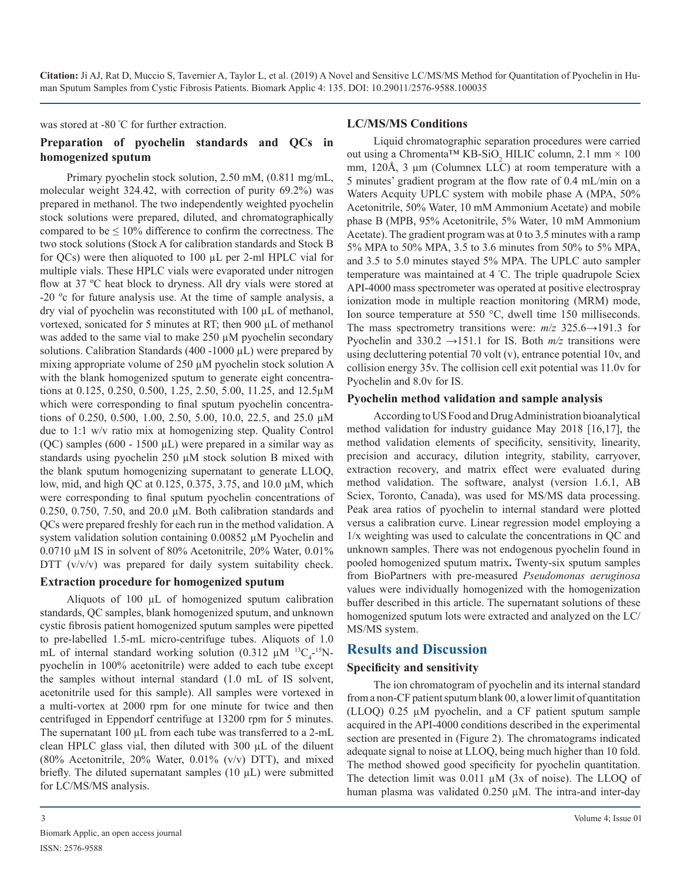was stored at -80 °C for further extraction.

### Preparation of pyochelin standards and QCs in homogenized sputum

Primary pyochelin stock solution, 2.50 mM, (0.811 mg/mL, molecular weight 324.42, with correction of purity 69.2%) was prepared in methanol. The two independently weighted pyochelin stock solutions were prepared, diluted, and chromatographically compared to be ≤ 10% difference to confirm the correctness. The two stock solutions (Stock A for calibration standards and Stock B for QCs) were then aliquoted to 100 µL per 2-ml HPLC vial for multiple vials. These HPLC vials were evaporated under nitrogen flow at 37 ºC heat block to dryness. All dry vials were stored at -20 ºc for future analysis use. At the time of sample analysis, a dry vial of pyochelin was reconstituted with 100 µL of methanol, vortexed, sonicated for 5 minutes at RT; then 900 µL of methanol was added to the same vial to make 250 µM pyochelin secondary solutions. Calibration Standards (400 -1000 µL) were prepared by mixing appropriate volume of 250 µM pyochelin stock solution A with the blank homogenized sputum to generate eight concentrations at 0.125, 0.250, 0.500, 1.25, 2.50, 5.00, 11.25, and 12.5µM which were corresponding to final sputum pyochelin concentrations of 0.250, 0.500, 1.00, 2.50, 5.00, 10.0, 22.5, and 25.0 µM due to 1:1 w/v ratio mix at homogenizing step. Quality Control (QC) samples (600 - 1500 µL) were prepared in a similar way as standards using pyochelin 250 µM stock solution B mixed with the blank sputum homogenizing supernatant to generate LLOQ, low, mid, and high QC at 0.125, 0.375, 3.75, and 10.0 µM, which were corresponding to final sputum pyochelin concentrations of 0.250, 0.750, 7.50, and 20.0 µM. Both calibration standards and QCs were prepared freshly for each run in the method validation. A system validation solution containing 0.00852 µM Pyochelin and 0.0710 µM IS in solvent of 80% Acetonitrile, 20% Water, 0.01% DTT (v/v/v) was prepared for daily system suitability check.

### Extraction procedure for homogenized sputum

Aliquots of 100 µL of homogenized sputum calibration standards, QC samples, blank homogenized sputum, and unknown cystic fibrosis patient homogenized sputum samples were pipetted to pre-labelled 1.5-mL micro-centrifuge tubes. Aliquots of 1.0 mL of internal standard working solution (0.312 µM $^{13}C_4$-$^{15}N$-pyochelin in 100% acetonitrile) were added to each tube except the samples without internal standard (1.0 mL of IS solvent, acetonitrile used for this sample). All samples were vortexed in a multi-vortex at 2000 rpm for one minute for twice and then centrifuged in Eppendorf centrifuge at 13200 rpm for 5 minutes. The supernatant 100 µL from each tube was transferred to a 2-mL clean HPLC glass vial, then diluted with 300 µL of the diluent (80% Acetonitrile, 20% Water, 0.01% (v/v) DTT), and mixed briefly. The diluted supernatant samples (10 µL) were submitted for LC/MS/MS analysis.

### LC/MS/MS Conditions

Liquid chromatographic separation procedures were carried out using a Chromenta™ KB-$SiO_2$ HILIC column, 2.1 mm × 100 mm, 120Å, 3 µm (Columnex LLC) at room temperature with a 5 minutes' gradient program at the flow rate of 0.4 mL/min on a Waters Acquity UPLC system with mobile phase A (MPA, 50% Acetonitrile, 50% Water, 10 mM Ammonium Acetate) and mobile phase B (MPB, 95% Acetonitrile, 5% Water, 10 mM Ammonium Acetate). The gradient program was at 0 to 3.5 minutes with a ramp 5% MPA to 50% MPA, 3.5 to 3.6 minutes from 50% to 5% MPA, and 3.5 to 5.0 minutes stayed 5% MPA. The UPLC auto sampler temperature was maintained at 4 °C. The triple quadrupole Sciex API-4000 mass spectrometer was operated at positive electrospray ionization mode in multiple reaction monitoring (MRM) mode, Ion source temperature at 550 °C, dwell time 150 milliseconds. The mass spectrometry transitions were: *m/z* 325.6→191.3 for Pyochelin and 330.2 →151.1 for IS. Both *m/z* transitions were using decluttering potential 70 volt (v), entrance potential 10v, and collision energy 35v. The collision cell exit potential was 11.0v for Pyochelin and 8.0v for IS.

### Pyochelin method validation and sample analysis

According to US Food and Drug Administration bioanalytical method validation for industry guidance May 2018 [16,17], the method validation elements of specificity, sensitivity, linearity, precision and accuracy, dilution integrity, stability, carryover, extraction recovery, and matrix effect were evaluated during method validation. The software, analyst (version 1.6.1, AB Sciex, Toronto, Canada), was used for MS/MS data processing. Peak area ratios of pyochelin to internal standard were plotted versus a calibration curve. Linear regression model employing a 1/x weighting was used to calculate the concentrations in QC and unknown samples. There was not endogenous pyochelin found in pooled homogenized sputum matrix**.** Twenty-six sputum samples from BioPartners with pre-measured *Pseudomonas aeruginosa* values were individually homogenized with the homogenization buffer described in this article. The supernatant solutions of these homogenized sputum lots were extracted and analyzed on the LC/MS/MS system.

## Results and Discussion

### Specificity and sensitivity

The ion chromatogram of pyochelin and its internal standard from a non-CF patient sputum blank 00, a lower limit of quantitation (LLOQ) 0.25 µM pyochelin, and a CF patient sputum sample acquired in the API-4000 conditions described in the experimental section are presented in (Figure 2). The chromatograms indicated adequate signal to noise at LLOQ, being much higher than 10 fold. The method showed good specificity for pyochelin quantitation. The detection limit was 0.011 µM (3x of noise). The LLOQ of human plasma was validated 0.250 µM. The intra-and inter-day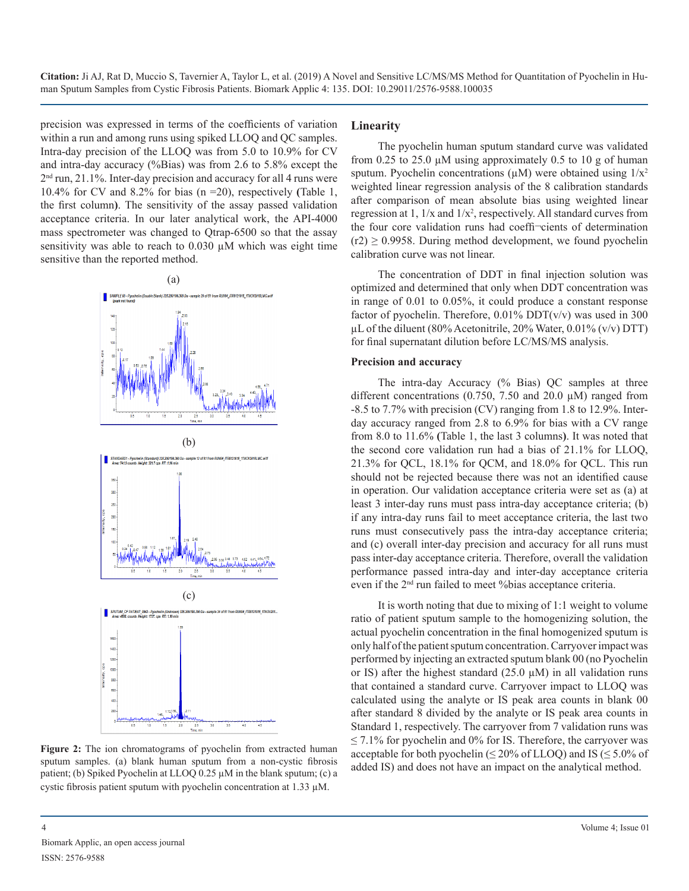precision was expressed in terms of the coefficients of variation within a run and among runs using spiked LLOQ and QC samples. Intra-day precision of the LLOQ was from 5.0 to 10.9% for CV and intra-day accuracy (%Bias) was from 2.6 to 5.8% except the 2nd run, 21.1%. Inter-day precision and accuracy for all 4 runs were 10.4% for CV and 8.2% for bias (n =20), respectively **(**Table 1, the first column**)**. The sensitivity of the assay passed validation acceptance criteria. In our later analytical work, the API-4000 mass spectrometer was changed to Qtrap-6500 so that the assay sensitivity was able to reach to 0.030 µM which was eight time sensitive than the reported method.

**Figure 2:** The ion chromatograms of pyochelin from extracted human sputum samples. (a) blank human sputum from a non-cystic fibrosis patient; (b) Spiked Pyochelin at LLOQ 0.25 µM in the blank sputum; (c) a cystic fibrosis patient sputum with pyochelin concentration at 1.33 µM.

## Linearity

The pyochelin human sputum standard curve was validated from 0.25 to 25.0 µM using approximately 0.5 to 10 g of human sputum. Pyochelin concentrations (µM) were obtained using $1/x^2$ weighted linear regression analysis of the 8 calibration standards after comparison of mean absolute bias using weighted linear regression at 1, $1/x$ and $1/x^2$, respectively. All standard curves from the four core validation runs had coeffi¬cients of determination $(r2) \geq 0.9958$. During method development, we found pyochelin calibration curve was not linear.

The concentration of DDT in final injection solution was optimized and determined that only when DDT concentration was in range of 0.01 to 0.05%, it could produce a constant response factor of pyochelin. Therefore, 0.01% DDT(v/v) was used in 300 µL of the diluent (80% Acetonitrile, 20% Water, 0.01% (v/v) DTT) for final supernatant dilution before LC/MS/MS analysis.

### Precision and accuracy

The intra-day Accuracy (% Bias) QC samples at three different concentrations (0.750, 7.50 and 20.0 µM) ranged from -8.5 to 7.7% with precision (CV) ranging from 1.8 to 12.9%. Inter-day accuracy ranged from 2.8 to 6.9% for bias with a CV range from 8.0 to 11.6% **(**Table 1, the last 3 columns**)**. It was noted that the second core validation run had a bias of 21.1% for LLOQ, 21.3% for QCL, 18.1% for QCM, and 18.0% for QCL. This run should not be rejected because there was not an identified cause in operation. Our validation acceptance criteria were set as (a) at least 3 inter-day runs must pass intra-day acceptance criteria; (b) if any intra-day runs fail to meet acceptance criteria, the last two runs must consecutively pass the intra-day acceptance criteria; and (c) overall inter-day precision and accuracy for all runs must pass inter-day acceptance criteria. Therefore, overall the validation performance passed intra-day and inter-day acceptance criteria even if the 2nd run failed to meet %bias acceptance criteria.

It is worth noting that due to mixing of 1:1 weight to volume ratio of patient sputum sample to the homogenizing solution, the actual pyochelin concentration in the final homogenized sputum is only half of the patient sputum concentration. Carryover impact was performed by injecting an extracted sputum blank 00 (no Pyochelin or IS) after the highest standard (25.0 µM) in all validation runs that contained a standard curve. Carryover impact to LLOQ was calculated using the analyte or IS peak area counts in blank 00 after standard 8 divided by the analyte or IS peak area counts in Standard 1, respectively. The carryover from 7 validation runs was ≤ 7.1% for pyochelin and 0% for IS. Therefore, the carryover was acceptable for both pyochelin (≤ 20% of LLOQ) and IS (≤ 5.0% of added IS) and does not have an impact on the analytical method.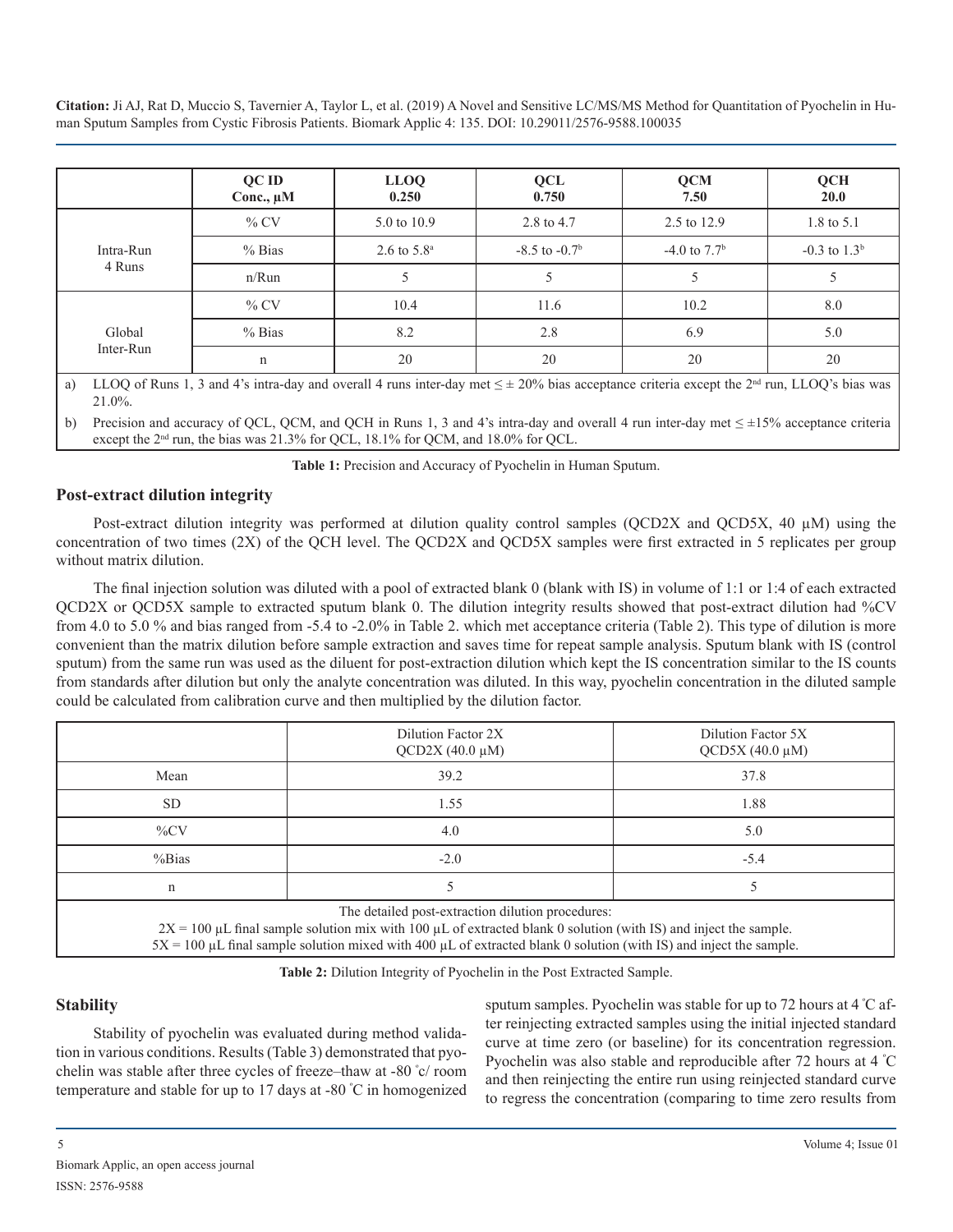| QC ID Conc., µM | | LLOQ 0.250 | QCL 0.750 | QCM 7.50 | QCH 20.0 |
|---|---|---|---|---|---|
| Intra-Run 4 Runs | % CV | 5.0 to 10.9 | 2.8 to 4.7 | 2.5 to 12.9 | 1.8 to 5.1 |
| | % Bias | 2.6 to 5.8[a] | -8.5 to -0.7[b] | -4.0 to 7.7[b] | -0.3 to 1.3[b] |
| | n/Run | 5 | 5 | 5 | 5 |
| Global Inter-Run | % CV | 10.4 | 11.6 | 10.2 | 8.0 |
| | % Bias | 8.2 | 2.8 | 6.9 | 5.0 |
| | n | 20 | 20 | 20 | 20 |

a) LLOQ of Runs 1, 3 and 4's intra-day and overall 4 runs inter-day met ≤ ± 20% bias acceptance criteria except the 2nd run, LLOQ's bias was 21.0%.

b) Precision and accuracy of QCL, QCM, and QCH in Runs 1, 3 and 4's intra-day and overall 4 run inter-day met ≤ ±15% acceptance criteria except the 2nd run, the bias was 21.3% for QCL, 18.1% for QCM, and 18.0% for QCL.

**Table 1:** Precision and Accuracy of Pyochelin in Human Sputum.

## Post-extract dilution integrity

Post-extract dilution integrity was performed at dilution quality control samples (QCD2X and QCD5X, 40 µM) using the concentration of two times (2X) of the QCH level. The QCD2X and QCD5X samples were first extracted in 5 replicates per group without matrix dilution.

The final injection solution was diluted with a pool of extracted blank 0 (blank with IS) in volume of 1:1 or 1:4 of each extracted QCD2X or QCD5X sample to extracted sputum blank 0. The dilution integrity results showed that post-extract dilution had %CV from 4.0 to 5.0 % and bias ranged from -5.4 to -2.0% in Table 2. which met acceptance criteria (Table 2). This type of dilution is more convenient than the matrix dilution before sample extraction and saves time for repeat sample analysis. Sputum blank with IS (control sputum) from the same run was used as the diluent for post-extraction dilution which kept the IS concentration similar to the IS counts from standards after dilution but only the analyte concentration was diluted. In this way, pyochelin concentration in the diluted sample could be calculated from calibration curve and then multiplied by the dilution factor.

| | Dilution Factor 2X QCD2X (40.0 µM) | Dilution Factor 5X QCD5X (40.0 µM) |
|---|---|---|
| Mean | 39.2 | 37.8 |
| SD | 1.55 | 1.88 |
| %CV | 4.0 | 5.0 |
| %Bias | -2.0 | -5.4 |
| n | 5 | 5 |

The detailed post-extraction dilution procedures:
2X = 100 µL final sample solution mix with 100 µL of extracted blank 0 solution (with IS) and inject the sample.
5X = 100 µL final sample solution mixed with 400 µL of extracted blank 0 solution (with IS) and inject the sample.

**Table 2:** Dilution Integrity of Pyochelin in the Post Extracted Sample.

## Stability

Stability of pyochelin was evaluated during method validation in various conditions. Results (Table 3) demonstrated that pyochelin was stable after three cycles of freeze–thaw at -80 °c/ room temperature and stable for up to 17 days at -80 °C in homogenized sputum samples. Pyochelin was stable for up to 72 hours at 4 °C after reinjecting extracted samples using the initial injected standard curve at time zero (or baseline) for its concentration regression. Pyochelin was also stable and reproducible after 72 hours at 4 °C and then reinjecting the entire run using reinjected standard curve to regress the concentration (comparing to time zero results from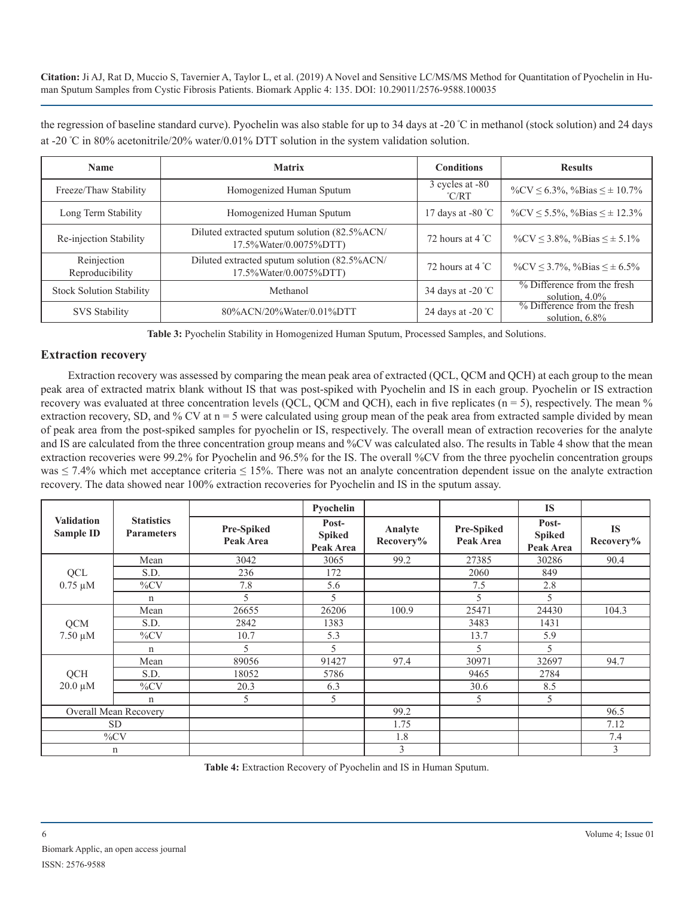the regression of baseline standard curve). Pyochelin was also stable for up to 34 days at -20 ˚C in methanol (stock solution) and 24 days at -20 ˚C in 80% acetonitrile/20% water/0.01% DTT solution in the system validation solution.

| Name | Matrix | Conditions | Results |
|---|---|---|---|
| Freeze/Thaw Stability | Homogenized Human Sputum | 3 cycles at -80 ˚C/RT | %CV ≤ 6.3%, %Bias ≤ ± 10.7% |
| Long Term Stability | Homogenized Human Sputum | 17 days at -80 ˚C | %CV ≤ 5.5%, %Bias ≤ ± 12.3% |
| Re-injection Stability | Diluted extracted sputum solution (82.5%ACN/ 17.5%Water/0.0075%DTT) | 72 hours at 4 ˚C | %CV ≤ 3.8%, %Bias ≤ ± 5.1% |
| Reinjection Reproducibility | Diluted extracted sputum solution (82.5%ACN/ 17.5%Water/0.0075%DTT) | 72 hours at 4 ˚C | %CV ≤ 3.7%, %Bias ≤ ± 6.5% |
| Stock Solution Stability | Methanol | 34 days at -20 ˚C | % Difference from the fresh solution, 4.0% |
| SVS Stability | 80%ACN/20%Water/0.01%DTT | 24 days at -20 ˚C | % Difference from the fresh solution, 6.8% |

**Table 3:** Pyochelin Stability in Homogenized Human Sputum, Processed Samples, and Solutions.

## Extraction recovery

Extraction recovery was assessed by comparing the mean peak area of extracted (QCL, QCM and QCH) at each group to the mean peak area of extracted matrix blank without IS that was post-spiked with Pyochelin and IS in each group. Pyochelin or IS extraction recovery was evaluated at three concentration levels (QCL, QCM and QCH), each in five replicates (n = 5), respectively. The mean % extraction recovery, SD, and % CV at n = 5 were calculated using group mean of the peak area from extracted sample divided by mean of peak area from the post-spiked samples for pyochelin or IS, respectively. The overall mean of extraction recoveries for the analyte and IS are calculated from the three concentration group means and %CV was calculated also. The results in Table 4 show that the mean extraction recoveries were 99.2% for Pyochelin and 96.5% for the IS. The overall %CV from the three pyochelin concentration groups was ≤ 7.4% which met acceptance criteria ≤ 15%. There was not an analyte concentration dependent issue on the analyte extraction recovery. The data showed near 100% extraction recoveries for Pyochelin and IS in the sputum assay.

| Validation Sample ID | Statistics Parameters | Pyochelin | | | IS | | |
|---|---|---|---|---|---|---|---|
| | | Pre-Spiked Peak Area | Post-Spiked Peak Area | Analyte Recovery% | Pre-Spiked Peak Area | Post-Spiked Peak Area | IS Recovery% |
| QCL 0.75 µM | Mean | 3042 | 3065 | 99.2 | 27385 | 30286 | 90.4 |
| | S.D. | 236 | 172 | | 2060 | 849 | |
| | %CV | 7.8 | 5.6 | | 7.5 | 2.8 | |
| | n | 5 | 5 | | 5 | 5 | |
| QCM 7.50 µM | Mean | 26655 | 26206 | 100.9 | 25471 | 24430 | 104.3 |
| | S.D. | 2842 | 1383 | | 3483 | 1431 | |
| | %CV | 10.7 | 5.3 | | 13.7 | 5.9 | |
| | n | 5 | 5 | | 5 | 5 | |
| QCH 20.0 µM | Mean | 89056 | 91427 | 97.4 | 30971 | 32697 | 94.7 |
| | S.D. | 18052 | 5786 | | 9465 | 2784 | |
| | %CV | 20.3 | 6.3 | | 30.6 | 8.5 | |
| | n | 5 | 5 | | 5 | 5 | |
| Overall Mean Recovery | | | | 99.2 | | | 96.5 |
| SD | | | | 1.75 | | | 7.12 |
| %CV | | | | 1.8 | | | 7.4 |
| n | | | | 3 | | | 3 |

**Table 4:** Extraction Recovery of Pyochelin and IS in Human Sputum.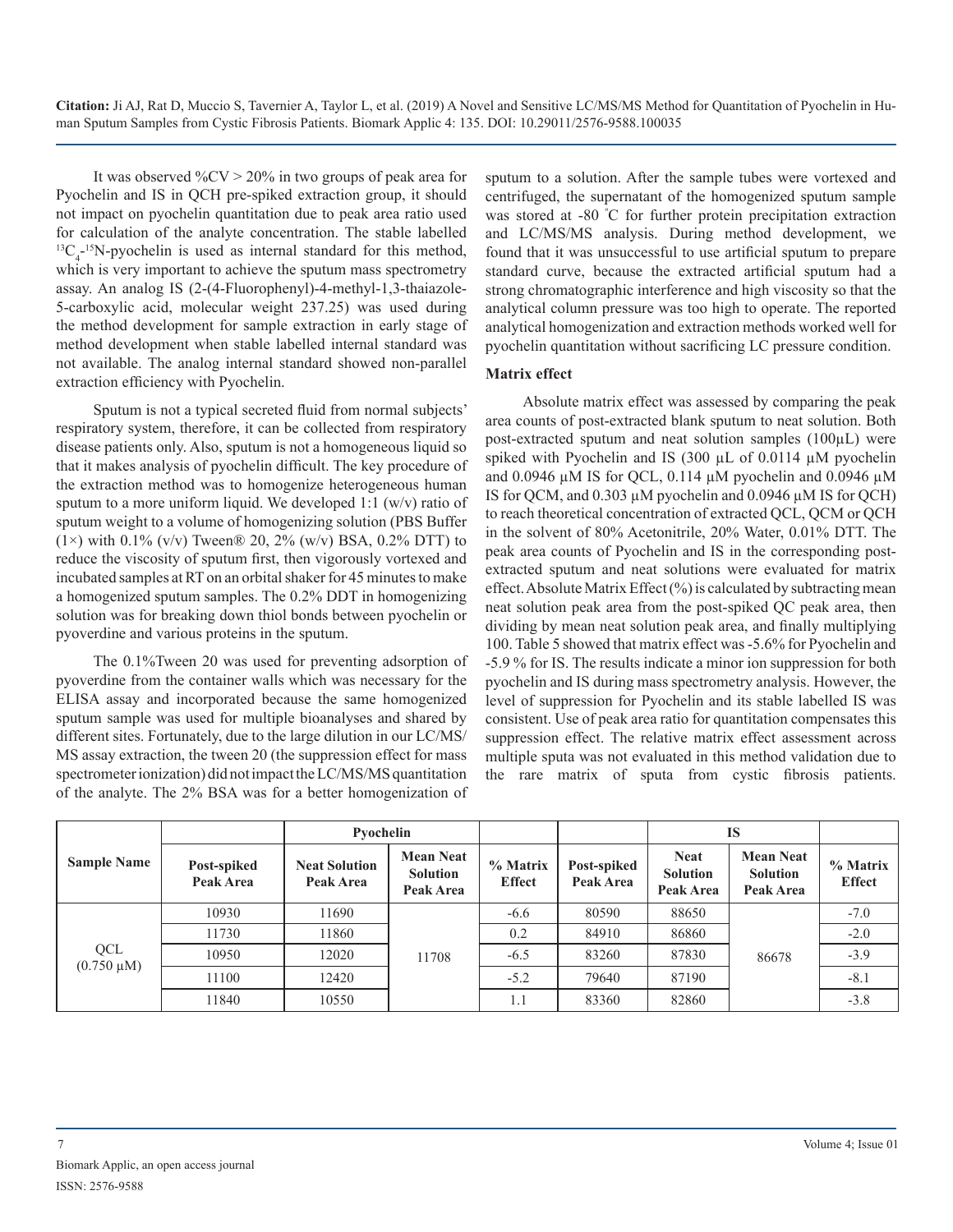It was observed %CV > 20% in two groups of peak area for Pyochelin and IS in QCH pre-spiked extraction group, it should not impact on pyochelin quantitation due to peak area ratio used for calculation of the analyte concentration. The stable labelled $^{13}C_4$-$^{15}N$-pyochelin is used as internal standard for this method, which is very important to achieve the sputum mass spectrometry assay. An analog IS (2-(4-Fluorophenyl)-4-methyl-1,3-thaiazole-5-carboxylic acid, molecular weight 237.25) was used during the method development for sample extraction in early stage of method development when stable labelled internal standard was not available. The analog internal standard showed non-parallel extraction efficiency with Pyochelin.

Sputum is not a typical secreted fluid from normal subjects' respiratory system, therefore, it can be collected from respiratory disease patients only. Also, sputum is not a homogeneous liquid so that it makes analysis of pyochelin difficult. The key procedure of the extraction method was to homogenize heterogeneous human sputum to a more uniform liquid. We developed 1:1 (w/v) ratio of sputum weight to a volume of homogenizing solution (PBS Buffer (1×) with 0.1% (v/v) Tween® 20, 2% (w/v) BSA, 0.2% DTT) to reduce the viscosity of sputum first, then vigorously vortexed and incubated samples at RT on an orbital shaker for 45 minutes to make a homogenized sputum samples. The 0.2% DDT in homogenizing solution was for breaking down thiol bonds between pyochelin or pyoverdine and various proteins in the sputum.

The 0.1%Tween 20 was used for preventing adsorption of pyoverdine from the container walls which was necessary for the ELISA assay and incorporated because the same homogenized sputum sample was used for multiple bioanalyses and shared by different sites. Fortunately, due to the large dilution in our LC/MS/MS assay extraction, the tween 20 (the suppression effect for mass spectrometer ionization) did not impact the LC/MS/MS quantitation of the analyte. The 2% BSA was for a better homogenization of sputum to a solution. After the sample tubes were vortexed and centrifuged, the supernatant of the homogenized sputum sample was stored at -80 °C for further protein precipitation extraction and LC/MS/MS analysis. During method development, we found that it was unsuccessful to use artificial sputum to prepare standard curve, because the extracted artificial sputum had a strong chromatographic interference and high viscosity so that the analytical column pressure was too high to operate. The reported analytical homogenization and extraction methods worked well for pyochelin quantitation without sacrificing LC pressure condition.

### Matrix effect

Absolute matrix effect was assessed by comparing the peak area counts of post-extracted blank sputum to neat solution. Both post-extracted sputum and neat solution samples (100µL) were spiked with Pyochelin and IS (300 µL of 0.0114 µM pyochelin and 0.0946 µM IS for QCL, 0.114 µM pyochelin and 0.0946 µM IS for QCM, and 0.303 µM pyochelin and 0.0946 µM IS for QCH) to reach theoretical concentration of extracted QCL, QCM or QCH in the solvent of 80% Acetonitrile, 20% Water, 0.01% DTT. The peak area counts of Pyochelin and IS in the corresponding post-extracted sputum and neat solutions were evaluated for matrix effect. Absolute Matrix Effect (%) is calculated by subtracting mean neat solution peak area from the post-spiked QC peak area, then dividing by mean neat solution peak area, and finally multiplying 100. Table 5 showed that matrix effect was -5.6% for Pyochelin and -5.9 % for IS. The results indicate a minor ion suppression for both pyochelin and IS during mass spectrometry analysis. However, the level of suppression for Pyochelin and its stable labelled IS was consistent. Use of peak area ratio for quantitation compensates this suppression effect. The relative matrix effect assessment across multiple sputa was not evaluated in this method validation due to the rare matrix of sputa from cystic fibrosis patients.

| Sample Name | | Pyochelin | | | | IS | | |
|---|---|---|---|---|---|---|---|---|
| | Post-spiked Peak Area | Neat Solution Peak Area | Mean Neat Solution Peak Area | % Matrix Effect | Post-spiked Peak Area | Neat Solution Peak Area | Mean Neat Solution Peak Area | % Matrix Effect |
| QCL (0.750 µM) | 10930 | 11690 | 11708 | -6.6 | 80590 | 88650 | 86678 | -7.0 |
| | 11730 | 11860 | | 0.2 | 84910 | 86860 | | -2.0 |
| | 10950 | 12020 | | -6.5 | 83260 | 87830 | | -3.9 |
| | 11100 | 12420 | | -5.2 | 79640 | 87190 | | -8.1 |
| | 11840 | 10550 | | 1.1 | 83360 | 82860 | | -3.8 |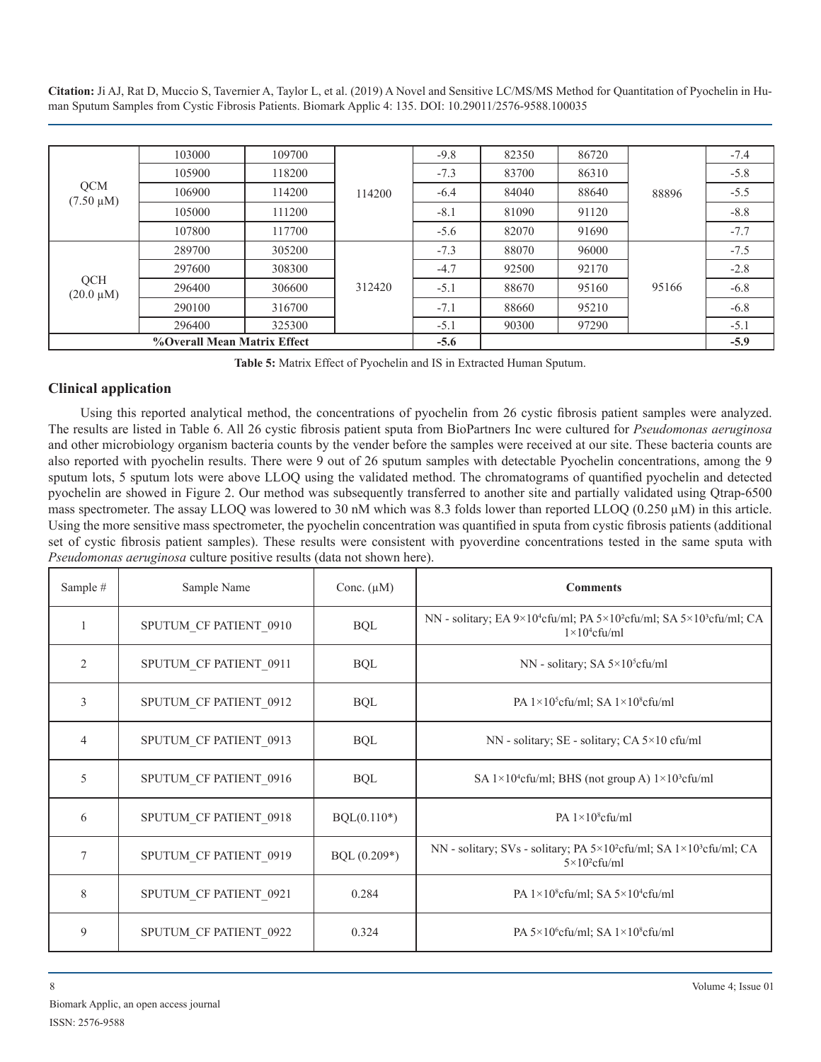|  |  |  |  |  |  |  |  |  |
|---|---|---|---|---|---|---|---|---|
| QCM (7.50 µM) | 103000 | 109700 | 114200 | -9.8 | 82350 | 86720 | 88896 | -7.4 |
|  | 105900 | 118200 |  | -7.3 | 83700 | 86310 |  | -5.8 |
|  | 106900 | 114200 |  | -6.4 | 84040 | 88640 |  | -5.5 |
|  | 105000 | 111200 |  | -8.1 | 81090 | 91120 |  | -8.8 |
|  | 107800 | 117700 |  | -5.6 | 82070 | 91690 |  | -7.7 |
| QCH (20.0 µM) | 289700 | 305200 | 312420 | -7.3 | 88070 | 96000 | 95166 | -7.5 |
|  | 297600 | 308300 |  | -4.7 | 92500 | 92170 |  | -2.8 |
|  | 296400 | 306600 |  | -5.1 | 88670 | 95160 |  | -6.8 |
|  | 290100 | 316700 |  | -7.1 | 88660 | 95210 |  | -6.8 |
|  | 296400 | 325300 |  | -5.1 | 90300 | 97290 |  | -5.1 |
| **%Overall Mean Matrix Effect** |  |  |  | **-5.6** |  |  |  | **-5.9** |

**Table 5:** Matrix Effect of Pyochelin and IS in Extracted Human Sputum.

## Clinical application

Using this reported analytical method, the concentrations of pyochelin from 26 cystic fibrosis patient samples were analyzed. The results are listed in Table 6. All 26 cystic fibrosis patient sputa from BioPartners Inc were cultured for *Pseudomonas aeruginosa* and other microbiology organism bacteria counts by the vender before the samples were received at our site. These bacteria counts are also reported with pyochelin results. There were 9 out of 26 sputum samples with detectable Pyochelin concentrations, among the 9 sputum lots, 5 sputum lots were above LLOQ using the validated method. The chromatograms of quantified pyochelin and detected pyochelin are showed in Figure 2. Our method was subsequently transferred to another site and partially validated using Qtrap-6500 mass spectrometer. The assay LLOQ was lowered to 30 nM which was 8.3 folds lower than reported LLOQ (0.250 µM) in this article. Using the more sensitive mass spectrometer, the pyochelin concentration was quantified in sputa from cystic fibrosis patients (additional set of cystic fibrosis patient samples). These results were consistent with pyoverdine concentrations tested in the same sputa with *Pseudomonas aeruginosa* culture positive results (data not shown here).

| Sample # | Sample Name | Conc. (µM) | **Comments** |
|---|---|---|---|
| 1 | SPUTUM_CF PATIENT_0910 | BQL | NN - solitary; EA $9\times10^4$cfu/ml; PA $5\times10^2$cfu/ml; SA $5\times10^3$cfu/ml; CA $1\times10^4$cfu/ml |
| 2 | SPUTUM_CF PATIENT_0911 | BQL | NN - solitary; SA $5\times10^5$cfu/ml |
| 3 | SPUTUM_CF PATIENT_0912 | BQL | PA $1\times10^5$cfu/ml; SA $1\times10^8$cfu/ml |
| 4 | SPUTUM_CF PATIENT_0913 | BQL | NN - solitary; SE - solitary; CA 5×10 cfu/ml |
| 5 | SPUTUM_CF PATIENT_0916 | BQL | SA $1\times10^4$cfu/ml; BHS (not group A) $1\times10^3$cfu/ml |
| 6 | SPUTUM_CF PATIENT_0918 | BQL(0.110*) | PA $1\times10^8$cfu/ml |
| 7 | SPUTUM_CF PATIENT_0919 | BQL (0.209*) | NN - solitary; SVs - solitary; PA $5\times10^2$cfu/ml; SA $1\times10^3$cfu/ml; CA $5\times10^2$cfu/ml |
| 8 | SPUTUM_CF PATIENT_0921 | 0.284 | PA $1\times10^8$cfu/ml; SA $5\times10^4$cfu/ml |
| 9 | SPUTUM_CF PATIENT_0922 | 0.324 | PA $5\times10^6$cfu/ml; SA $1\times10^8$cfu/ml |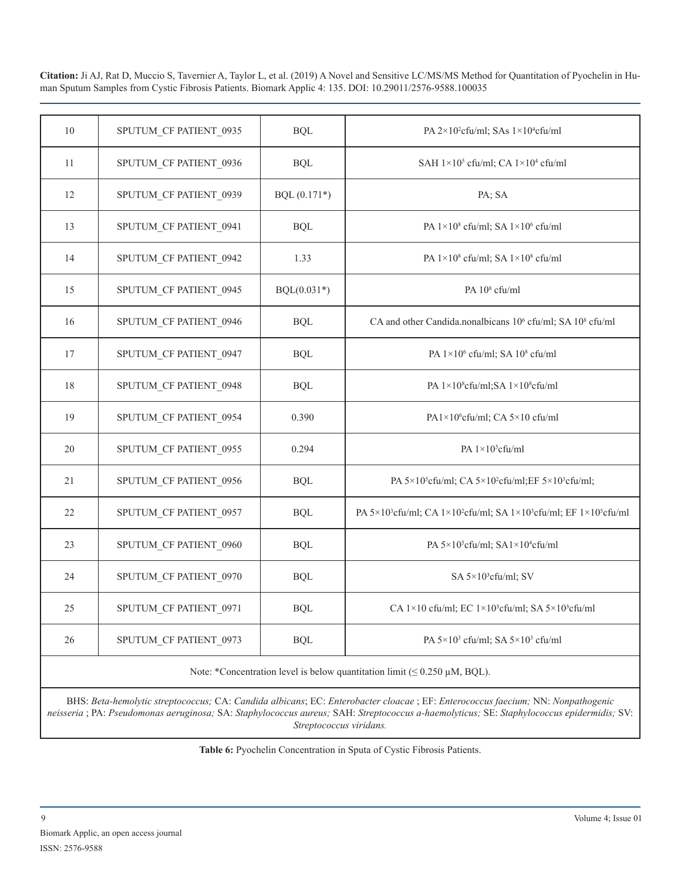| 10 | SPUTUM_CF PATIENT_0935 | BQL | PA $2\times10^2$cfu/ml; SAs $1\times10^4$cfu/ml |
|---|---|---|---|
| 11 | SPUTUM_CF PATIENT_0936 | BQL | SAH $1\times10^5$ cfu/ml; CA $1\times10^4$ cfu/ml |
| 12 | SPUTUM_CF PATIENT_0939 | BQL (0.171*) | PA; SA |
| 13 | SPUTUM_CF PATIENT_0941 | BQL | PA $1\times10^8$ cfu/ml; SA $1\times10^6$ cfu/ml |
| 14 | SPUTUM_CF PATIENT_0942 | 1.33 | PA $1\times10^8$ cfu/ml; SA $1\times10^8$ cfu/ml |
| 15 | SPUTUM_CF PATIENT_0945 | BQL(0.031*) | PA $10^8$ cfu/ml |
| 16 | SPUTUM_CF PATIENT_0946 | BQL | CA and other Candida.nonalbicans $10^6$ cfu/ml; SA $10^8$ cfu/ml |
| 17 | SPUTUM_CF PATIENT_0947 | BQL | PA $1\times10^6$ cfu/ml; SA $10^8$ cfu/ml |
| 18 | SPUTUM_CF PATIENT_0948 | BQL | PA $1\times10^8$cfu/ml;SA $1\times10^8$cfu/ml |
| 19 | SPUTUM_CF PATIENT_0954 | 0.390 | PA$1\times10^6$cfu/ml; CA $5\times10$ cfu/ml |
| 20 | SPUTUM_CF PATIENT_0955 | 0.294 | PA $1\times10^5$cfu/ml |
| 21 | SPUTUM_CF PATIENT_0956 | BQL | PA $5\times10^5$cfu/ml; CA $5\times10^2$cfu/ml;EF $5\times10^3$cfu/ml; |
| 22 | SPUTUM_CF PATIENT_0957 | BQL | PA $5\times10^3$cfu/ml; CA $1\times10^2$cfu/ml; SA $1\times10^3$cfu/ml; EF $1\times10^5$cfu/ml |
| 23 | SPUTUM_CF PATIENT_0960 | BQL | PA $5\times10^5$cfu/ml; SA$1\times10^4$cfu/ml |
| 24 | SPUTUM_CF PATIENT_0970 | BQL | SA $5\times10^3$cfu/ml; SV |
| 25 | SPUTUM_CF PATIENT_0971 | BQL | CA $1\times10$ cfu/ml; EC $1\times10^3$cfu/ml; SA $5\times10^3$cfu/ml |
| 26 | SPUTUM_CF PATIENT_0973 | BQL | PA $5\times10^3$ cfu/ml; SA $5\times10^3$ cfu/ml |

Note: *Concentration level is below quantitation limit (≤ 0.250 µM, BQL).

BHS: *Beta-hemolytic streptococcus;* CA: *Candida albicans*; EC: *Enterobacter cloacae* ; EF: *Enterococcus faecium;* NN: *Nonpathogenic neisseria* ; PA: *Pseudomonas aeruginosa;* SA: *Staphylococcus aureus;* SAH: *Streptococcus a-haemolyticus;* SE: *Staphylococcus epidermidis;* SV: *Streptococcus viridans.*

**Table 6:** Pyochelin Concentration in Sputa of Cystic Fibrosis Patients.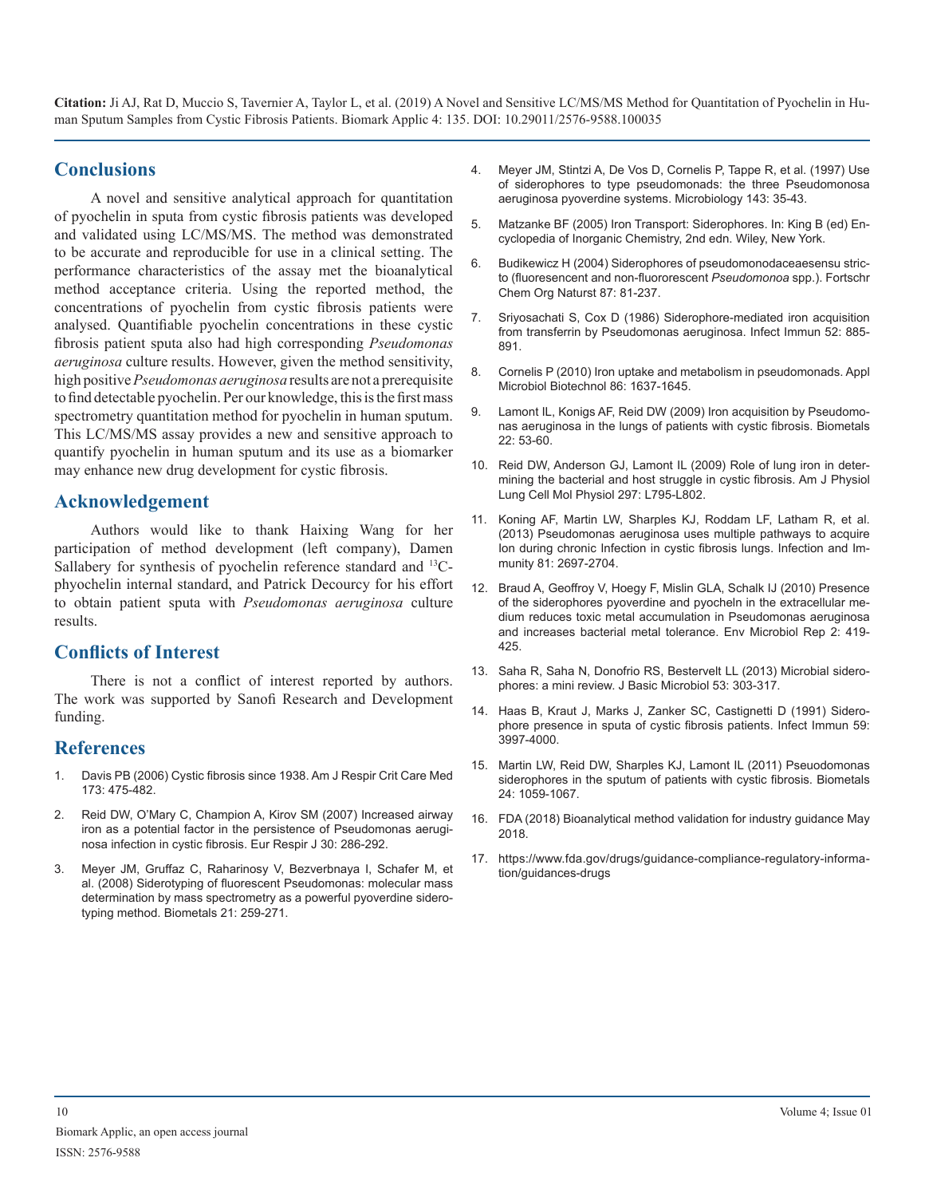## Conclusions

A novel and sensitive analytical approach for quantitation of pyochelin in sputa from cystic fibrosis patients was developed and validated using LC/MS/MS. The method was demonstrated to be accurate and reproducible for use in a clinical setting. The performance characteristics of the assay met the bioanalytical method acceptance criteria. Using the reported method, the concentrations of pyochelin from cystic fibrosis patients were analysed. Quantifiable pyochelin concentrations in these cystic fibrosis patient sputa also had high corresponding *Pseudomonas aeruginosa* culture results. However, given the method sensitivity, high positive *Pseudomonas aeruginosa* results are not a prerequisite to find detectable pyochelin. Per our knowledge, this is the first mass spectrometry quantitation method for pyochelin in human sputum. This LC/MS/MS assay provides a new and sensitive approach to quantify pyochelin in human sputum and its use as a biomarker may enhance new drug development for cystic fibrosis.

## Acknowledgement

Authors would like to thank Haixing Wang for her participation of method development (left company), Damen Sallabery for synthesis of pyochelin reference standard and $^{13}C$-phyochelin internal standard, and Patrick Decoucry for his effort to obtain patient sputa with *Pseudomonas aeruginosa* culture results.

## Conflicts of Interest

There is not a conflict of interest reported by authors. The work was supported by Sanofi Research and Development funding.

## References

1. Davis PB (2006) Cystic fibrosis since 1938. Am J Respir Crit Care Med 173: 475-482.
2. Reid DW, O'Mary C, Champion A, Kirov SM (2007) Increased airway iron as a potential factor in the persistence of Pseudomonas aeruginosa infection in cystic fibrosis. Eur Respir J 30: 286-292.
3. Meyer JM, Gruffaz C, Raharinosy V, Bezverbnaya I, Schafer M, et al. (2008) Siderotyping of fluorescent Pseudomonas: molecular mass determination by mass spectrometry as a powerful pyoverdine siderotyping method. Biometals 21: 259-271.
4. Meyer JM, Stintzi A, De Vos D, Cornelis P, Tappe R, et al. (1997) Use of siderophores to type pseudomonads: the three Pseudomonosa aeruginosa pyoverdine systems. Microbiology 143: 35-43.
5. Matzanke BF (2005) Iron Transport: Siderophores. In: King B (ed) Encyclopedia of Inorganic Chemistry, 2nd edn. Wiley, New York.
6. Budikewicz H (2004) Siderophores of pseudomonodaceaesensu stricto (fluorescent and non-fluororescent *Pseudomonoa* spp.). Fortschr Chem Org Naturst 87: 81-237.
7. Sriyosachati S, Cox D (1986) Siderophore-mediated iron acquisition from transferrin by Pseudomonas aeruginosa. Infect Immun 52: 885-891.
8. Cornelis P (2010) Iron uptake and metabolism in pseudomonads. Appl Microbiol Biotechnol 86: 1637-1645.
9. Lamont IL, Konigs AF, Reid DW (2009) Iron acquisition by Pseudomonas aeruginosa in the lungs of patients with cystic fibrosis. Biometals 22: 53-60.
10. Reid DW, Anderson GJ, Lamont IL (2009) Role of lung iron in determining the bacterial and host struggle in cystic fibrosis. Am J Physiol Lung Cell Mol Physiol 297: L795-L802.
11. Koning AF, Martin LW, Sharples KJ, Roddam LF, Latham R, et al. (2013) Pseudomonas aeruginosa uses multiple pathways to acquire Ion during chronic Infection in cystic fibrosis lungs. Infection and Immunity 81: 2697-2704.
12. Braud A, Geoffroy V, Hoegy F, Mislin GLA, Schalk IJ (2010) Presence of the siderophores pyoverdine and pyocheln in the extracellular medium reduces toxic metal accumulation in Pseudomonas aeruginosa and increases bacterial metal tolerance. Env Microbiol Rep 2: 419-425.
13. Saha R, Saha N, Donofrio RS, Bestervelt LL (2013) Microbial siderophores: a mini review. J Basic Microbiol 53: 303-317.
14. Haas B, Kraut J, Marks J, Zanker SC, Castignetti D (1991) Siderophore presence in sputa of cystic fibrosis patients. Infect Immun 59: 3997-4000.
15. Martin LW, Reid DW, Sharples KJ, Lamont IL (2011) Pseuodomonas siderophores in the sputum of patients with cystic fibrosis. Biometals 24: 1059-1067.
16. FDA (2018) Bioanalytical method validation for industry guidance May 2018.
17. https://www.fda.gov/drugs/guidance-compliance-regulatory-information/guidances-drugs